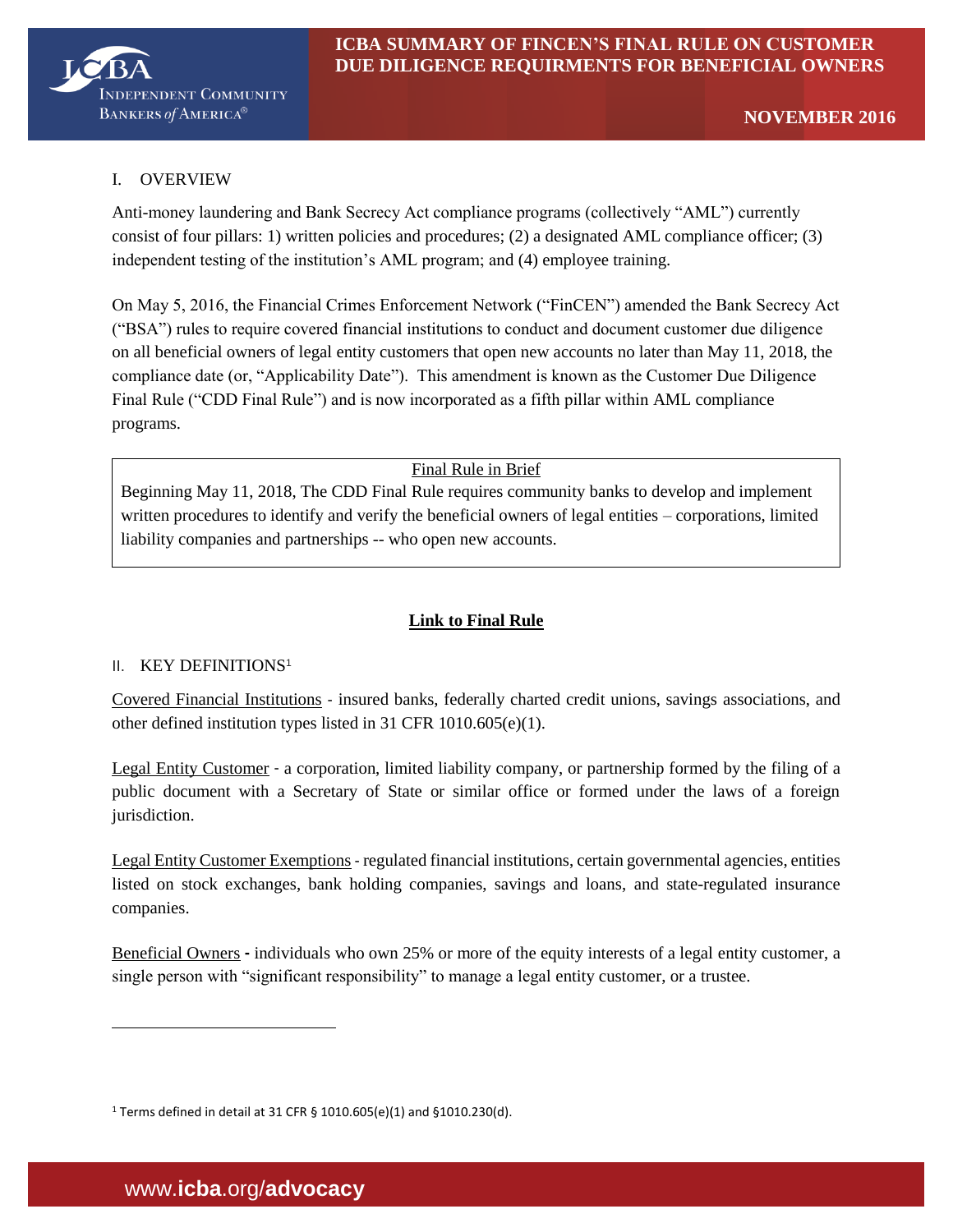# ICBA SUMMARY OF FINCEN'S FINAL RULE ON CUSTOMER DUE DILIGENCE REQUIRMENTS FOR BENEFICIAL OWNERS

**NOVEMBER 2016**

## I. OVERVIEW

Anti-money laundering and Bank Secrecy Act compliance programs (collectively "AML") currently consist of four pillars: 1) written policies and procedures; (2) a designated AML compliance officer; (3) independent testing of the institution's AML program; and (4) employee training.

On May 5, 2016, the Financial Crimes Enforcement Network ("FinCEN") amended the Bank Secrecy Act ("BSA") rules to require covered financial institutions to conduct and document customer due diligence on all beneficial owners of legal entity customers that open new accounts no later than May 11, 2018, the compliance date (or, "Applicability Date"). This amendment is known as the Customer Due Diligence Final Rule ("CDD Final Rule") and is now incorporated as a fifth pillar within AML compliance programs.

> Final Rule in Brief
>
> Beginning May 11, 2018, The CDD Final Rule requires community banks to develop and implement written procedures to identify and verify the beneficial owners of legal entities – corporations, limited liability companies and partnerships -- who open new accounts.

**Link to Final Rule**

## II. KEY DEFINITIONS[1]

Covered Financial Institutions - insured banks, federally charted credit unions, savings associations, and other defined institution types listed in 31 CFR 1010.605(e)(1).

Legal Entity Customer - a corporation, limited liability company, or partnership formed by the filing of a public document with a Secretary of State or similar office or formed under the laws of a foreign jurisdiction.

Legal Entity Customer Exemptions - regulated financial institutions, certain governmental agencies, entities listed on stock exchanges, bank holding companies, savings and loans, and state-regulated insurance companies.

Beneficial Owners **-** individuals who own 25% or more of the equity interests of a legal entity customer, a single person with "significant responsibility" to manage a legal entity customer, or a trustee.

---

[1] Terms defined in detail at 31 CFR § 1010.605(e)(1) and §1010.230(d).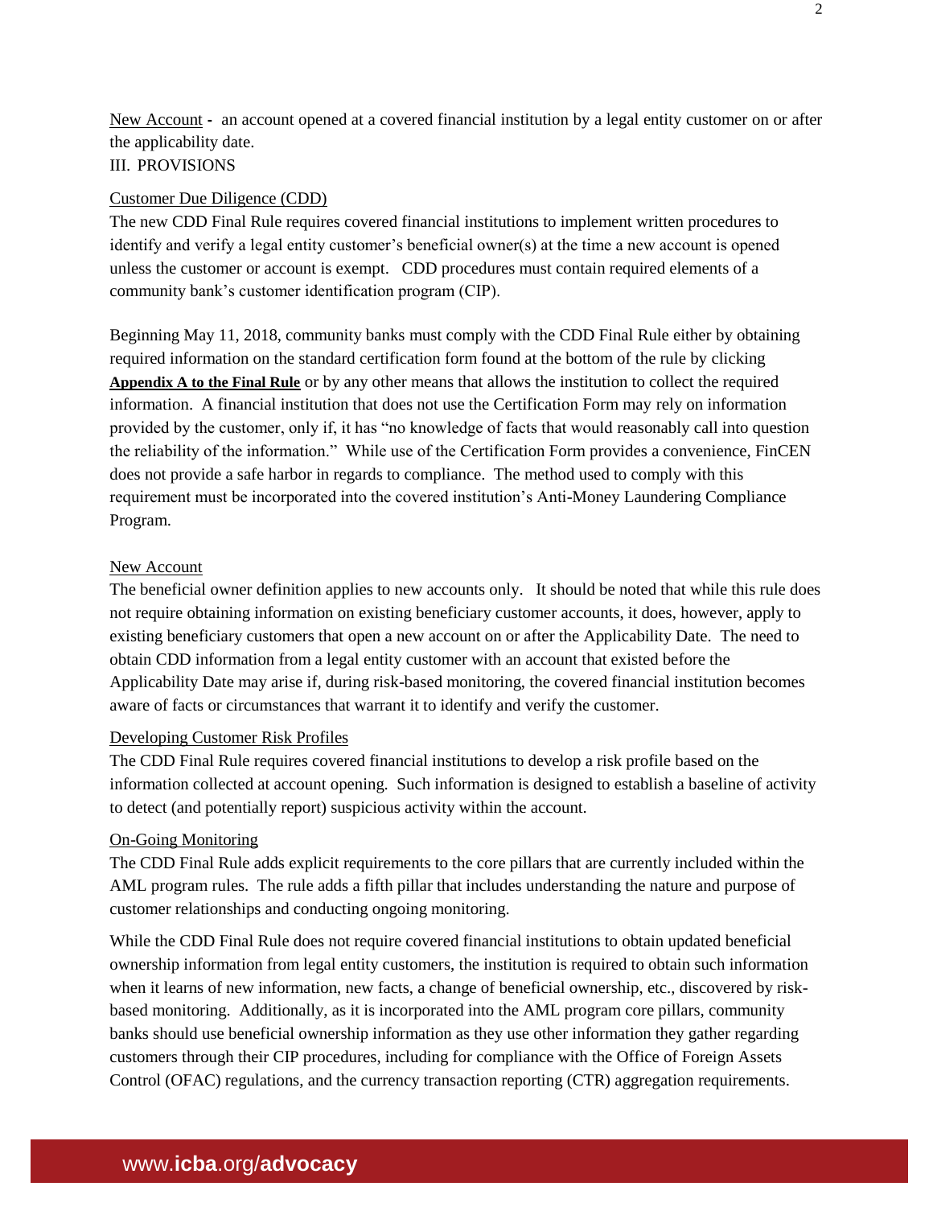New Account - an account opened at a covered financial institution by a legal entity customer on or after the applicability date.

## III. PROVISIONS

### Customer Due Diligence (CDD)

The new CDD Final Rule requires covered financial institutions to implement written procedures to identify and verify a legal entity customer's beneficial owner(s) at the time a new account is opened unless the customer or account is exempt. CDD procedures must contain required elements of a community bank's customer identification program (CIP).

Beginning May 11, 2018, community banks must comply with the CDD Final Rule either by obtaining required information on the standard certification form found at the bottom of the rule by clicking **Appendix A to the Final Rule** or by any other means that allows the institution to collect the required information. A financial institution that does not use the Certification Form may rely on information provided by the customer, only if, it has "no knowledge of facts that would reasonably call into question the reliability of the information." While use of the Certification Form provides a convenience, FinCEN does not provide a safe harbor in regards to compliance. The method used to comply with this requirement must be incorporated into the covered institution's Anti-Money Laundering Compliance Program.

### New Account

The beneficial owner definition applies to new accounts only. It should be noted that while this rule does not require obtaining information on existing beneficiary customer accounts, it does, however, apply to existing beneficiary customers that open a new account on or after the Applicability Date. The need to obtain CDD information from a legal entity customer with an account that existed before the Applicability Date may arise if, during risk-based monitoring, the covered financial institution becomes aware of facts or circumstances that warrant it to identify and verify the customer.

### Developing Customer Risk Profiles

The CDD Final Rule requires covered financial institutions to develop a risk profile based on the information collected at account opening. Such information is designed to establish a baseline of activity to detect (and potentially report) suspicious activity within the account.

### On-Going Monitoring

The CDD Final Rule adds explicit requirements to the core pillars that are currently included within the AML program rules. The rule adds a fifth pillar that includes understanding the nature and purpose of customer relationships and conducting ongoing monitoring.

While the CDD Final Rule does not require covered financial institutions to obtain updated beneficial ownership information from legal entity customers, the institution is required to obtain such information when it learns of new information, new facts, a change of beneficial ownership, etc., discovered by risk-based monitoring. Additionally, as it is incorporated into the AML program core pillars, community banks should use beneficial ownership information as they use other information they gather regarding customers through their CIP procedures, including for compliance with the Office of Foreign Assets Control (OFAC) regulations, and the currency transaction reporting (CTR) aggregation requirements.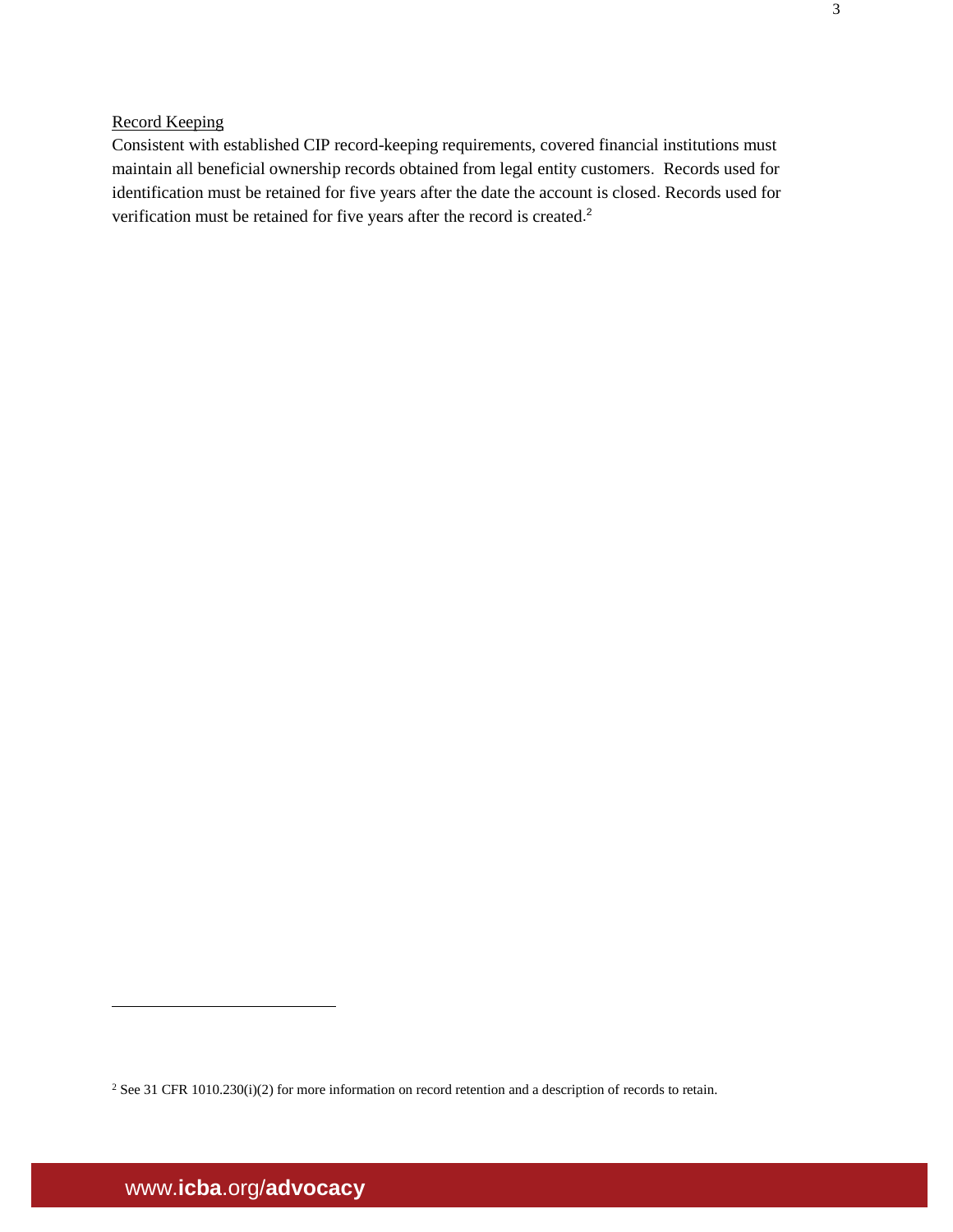Record Keeping

Consistent with established CIP record-keeping requirements, covered financial institutions must maintain all beneficial ownership records obtained from legal entity customers. Records used for identification must be retained for five years after the date the account is closed. Records used for verification must be retained for five years after the record is created.[2]

[2] See 31 CFR 1010.230(i)(2) for more information on record retention and a description of records to retain.